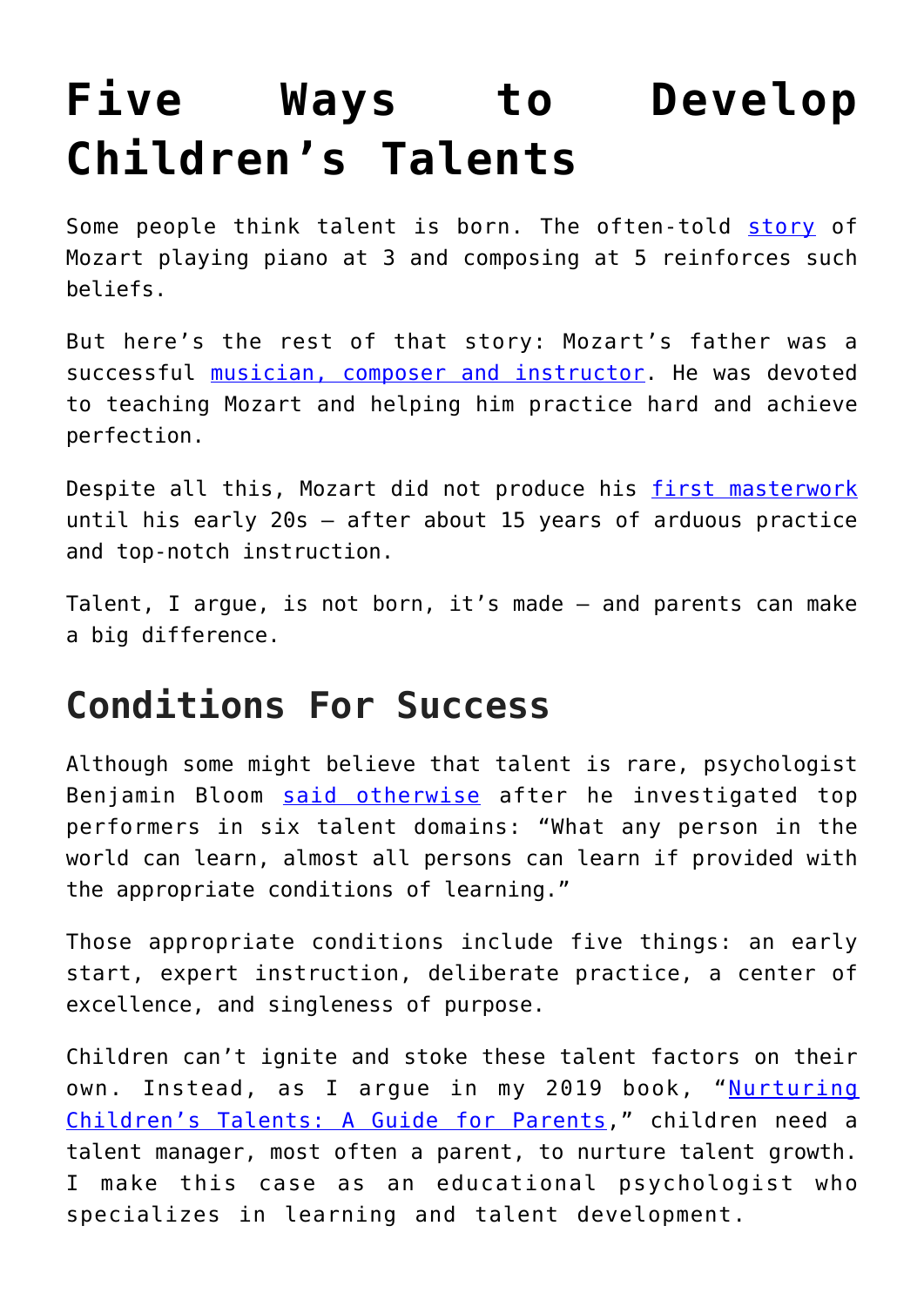# Five Ways to Develop Children's Talents

Some people think talent is born. The often-told story of Mozart playing piano at 3 and composing at 5 reinforces such beliefs.

But here's the rest of that story: Mozart's father was a successful musician, composer and instructor. He was devoted to teaching Mozart and helping him practice hard and achieve perfection.

Despite all this, Mozart did not produce his first masterwork until his early 20s – after about 15 years of arduous practice and top-notch instruction.

Talent, I argue, is not born, it's made – and parents can make a big difference.

## Conditions For Success

Although some might believe that talent is rare, psychologist Benjamin Bloom said otherwise after he investigated top performers in six talent domains: "What any person in the world can learn, almost all persons can learn if provided with the appropriate conditions of learning."

Those appropriate conditions include five things: an early start, expert instruction, deliberate practice, a center of excellence, and singleness of purpose.

Children can't ignite and stoke these talent factors on their own. Instead, as I argue in my 2019 book, "Nurturing Children's Talents: A Guide for Parents," children need a talent manager, most often a parent, to nurture talent growth. I make this case as an educational psychologist who specializes in learning and talent development.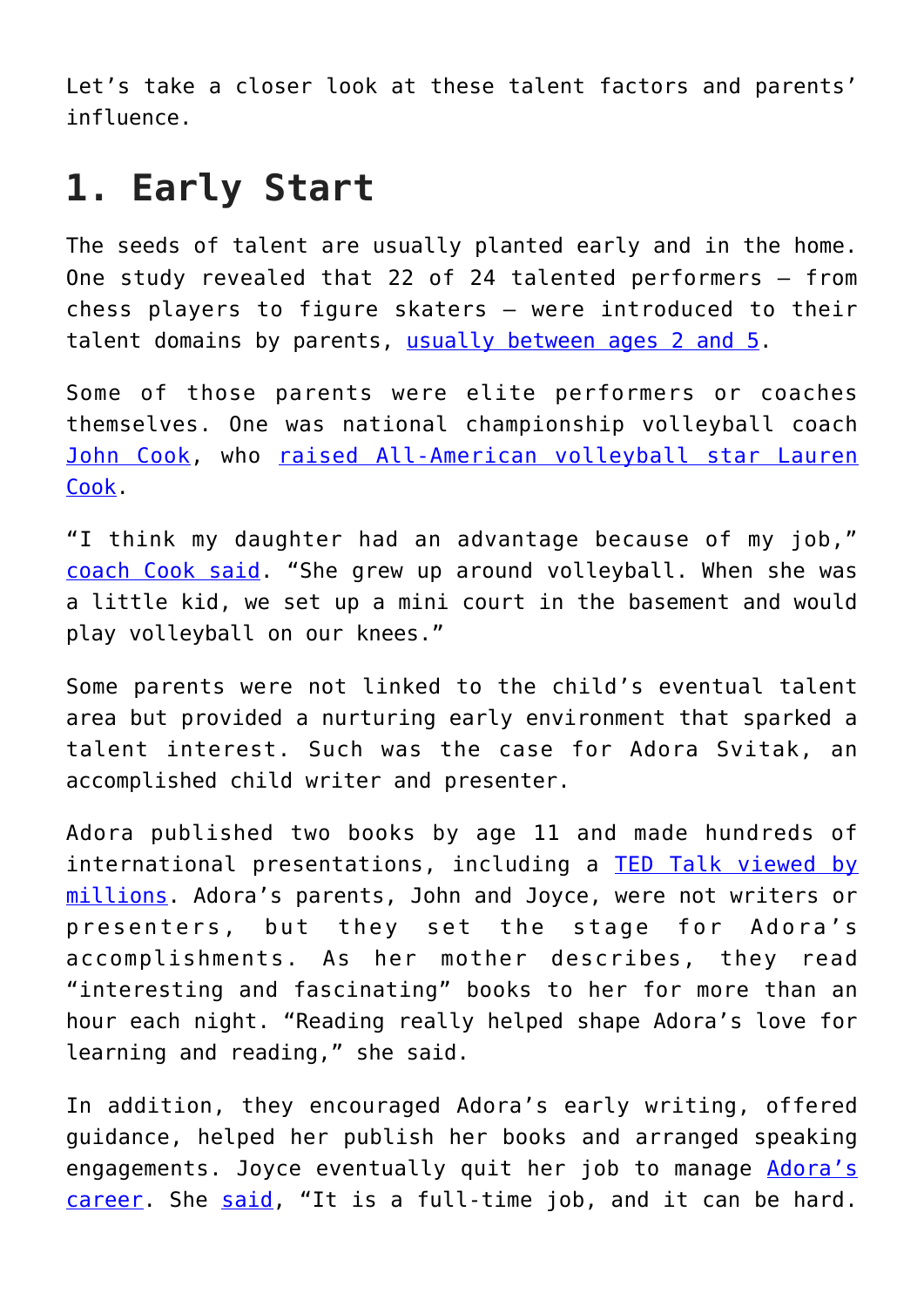Let's take a closer look at these talent factors and parents' influence.

## 1. Early Start

The seeds of talent are usually planted early and in the home. One study revealed that 22 of 24 talented performers — from chess players to figure skaters — were introduced to their talent domains by parents, usually between ages 2 and 5.

Some of those parents were elite performers or coaches themselves. One was national championship volleyball coach John Cook, who raised All-American volleyball star Lauren Cook.

"I think my daughter had an advantage because of my job," coach Cook said. "She grew up around volleyball. When she was a little kid, we set up a mini court in the basement and would play volleyball on our knees."

Some parents were not linked to the child's eventual talent area but provided a nurturing early environment that sparked a talent interest. Such was the case for Adora Svitak, an accomplished child writer and presenter.

Adora published two books by age 11 and made hundreds of international presentations, including a TED Talk viewed by millions. Adora's parents, John and Joyce, were not writers or presenters, but they set the stage for Adora's accomplishments. As her mother describes, they read "interesting and fascinating" books to her for more than an hour each night. "Reading really helped shape Adora's love for learning and reading," she said.

In addition, they encouraged Adora's early writing, offered guidance, helped her publish her books and arranged speaking engagements. Joyce eventually quit her job to manage Adora's career. She said, "It is a full-time job, and it can be hard.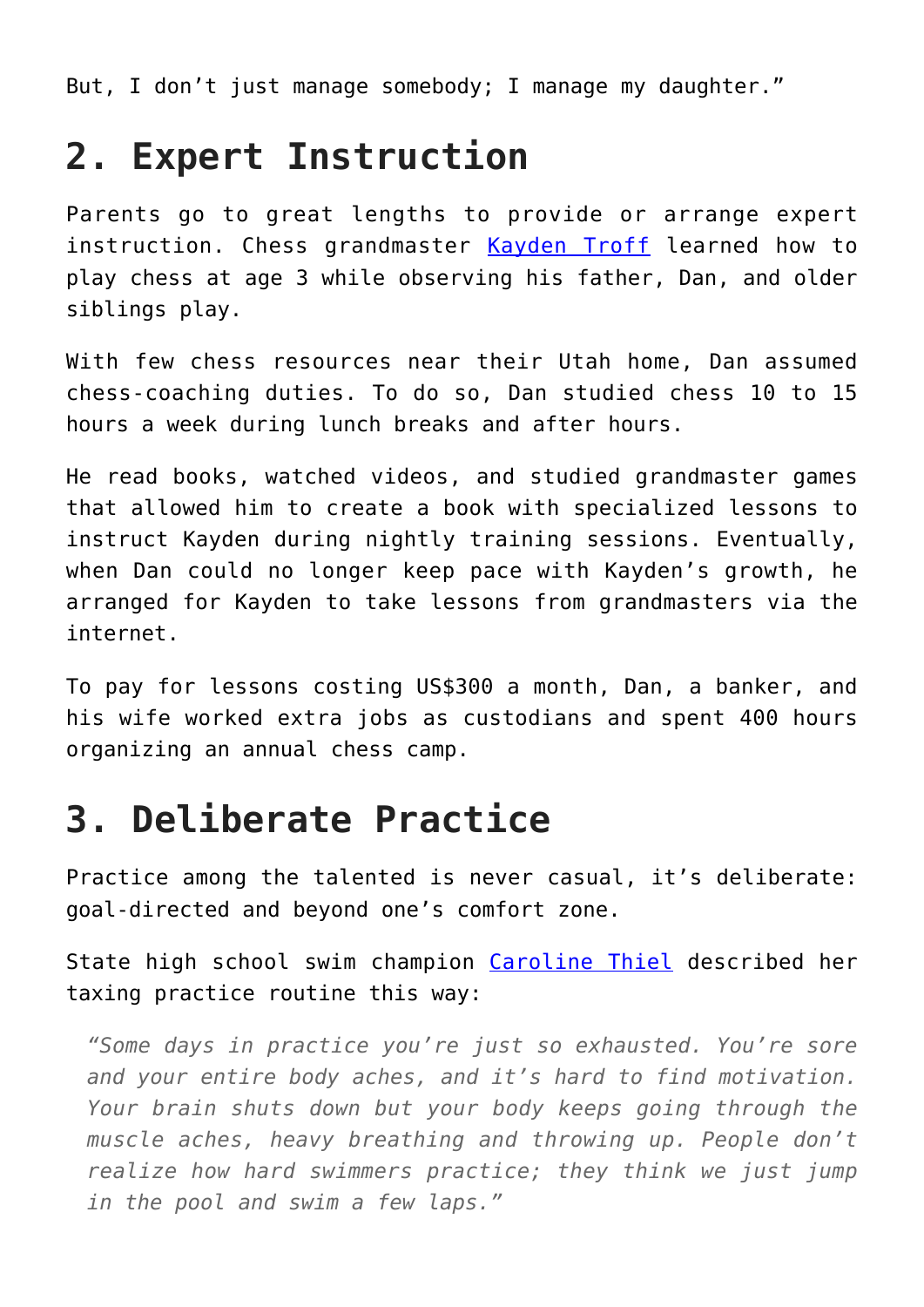But, I don't just manage somebody; I manage my daughter."

## 2. Expert Instruction

Parents go to great lengths to provide or arrange expert instruction. Chess grandmaster [Kayden Troff] learned how to play chess at age 3 while observing his father, Dan, and older siblings play.

With few chess resources near their Utah home, Dan assumed chess-coaching duties. To do so, Dan studied chess 10 to 15 hours a week during lunch breaks and after hours.

He read books, watched videos, and studied grandmaster games that allowed him to create a book with specialized lessons to instruct Kayden during nightly training sessions. Eventually, when Dan could no longer keep pace with Kayden's growth, he arranged for Kayden to take lessons from grandmasters via the internet.

To pay for lessons costing US$300 a month, Dan, a banker, and his wife worked extra jobs as custodians and spent 400 hours organizing an annual chess camp.

## 3. Deliberate Practice

Practice among the talented is never casual, it's deliberate: goal-directed and beyond one's comfort zone.

State high school swim champion [Caroline Thiel] described her taxing practice routine this way:

> *"Some days in practice you're just so exhausted. You're sore and your entire body aches, and it's hard to find motivation. Your brain shuts down but your body keeps going through the muscle aches, heavy breathing and throwing up. People don't realize how hard swimmers practice; they think we just jump in the pool and swim a few laps."*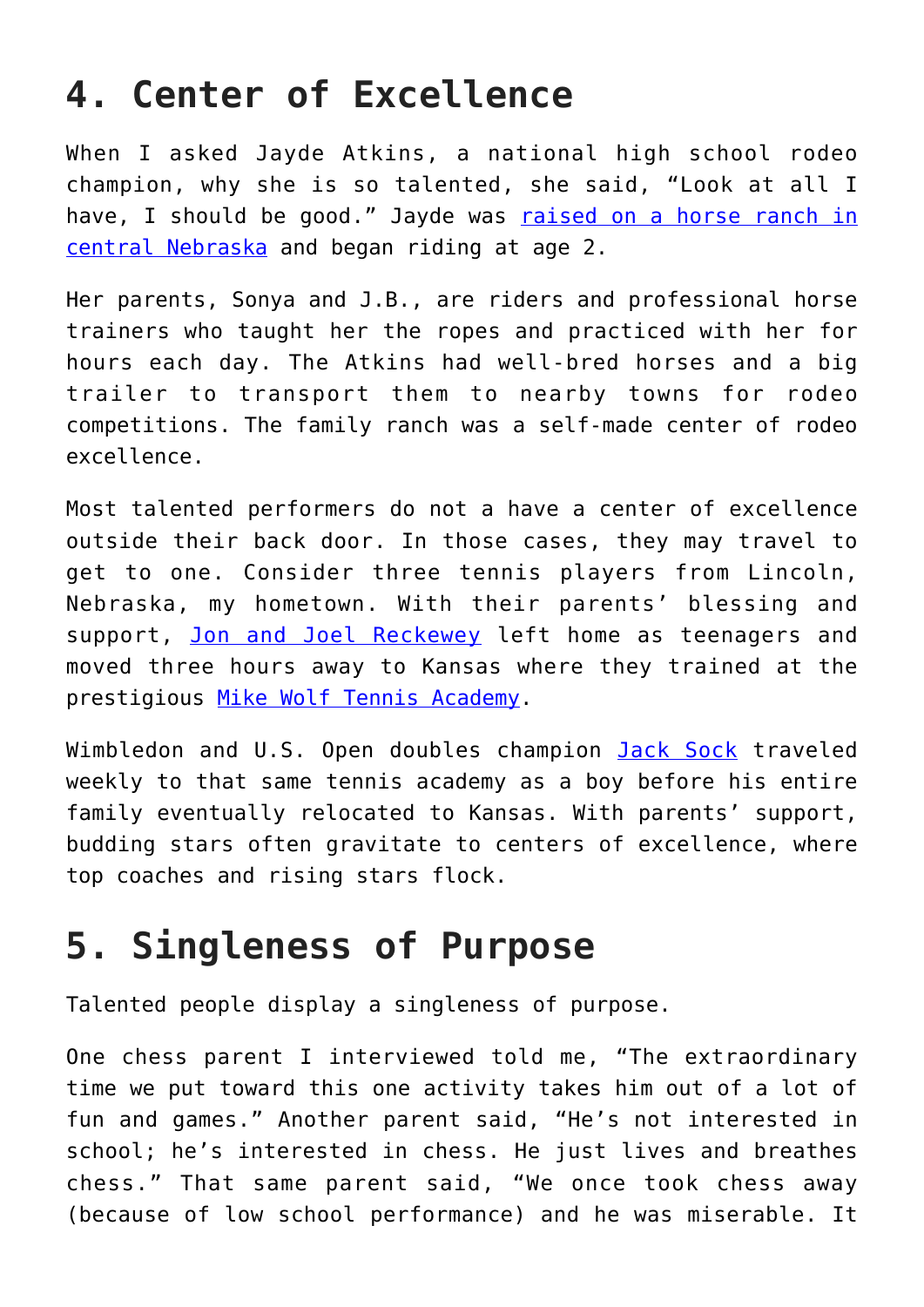## 4. Center of Excellence

When I asked Jayde Atkins, a national high school rodeo champion, why she is so talented, she said, “Look at all I have, I should be good.” Jayde was raised on a horse ranch in central Nebraska and began riding at age 2.

Her parents, Sonya and J.B., are riders and professional horse trainers who taught her the ropes and practiced with her for hours each day. The Atkins had well-bred horses and a big trailer to transport them to nearby towns for rodeo competitions. The family ranch was a self-made center of rodeo excellence.

Most talented performers do not a have a center of excellence outside their back door. In those cases, they may travel to get to one. Consider three tennis players from Lincoln, Nebraska, my hometown. With their parents’ blessing and support, Jon and Joel Reckewey left home as teenagers and moved three hours away to Kansas where they trained at the prestigious Mike Wolf Tennis Academy.

Wimbledon and U.S. Open doubles champion Jack Sock traveled weekly to that same tennis academy as a boy before his entire family eventually relocated to Kansas. With parents’ support, budding stars often gravitate to centers of excellence, where top coaches and rising stars flock.

## 5. Singleness of Purpose

Talented people display a singleness of purpose.

One chess parent I interviewed told me, “The extraordinary time we put toward this one activity takes him out of a lot of fun and games.” Another parent said, “He’s not interested in school; he’s interested in chess. He just lives and breathes chess.” That same parent said, “We once took chess away (because of low school performance) and he was miserable. It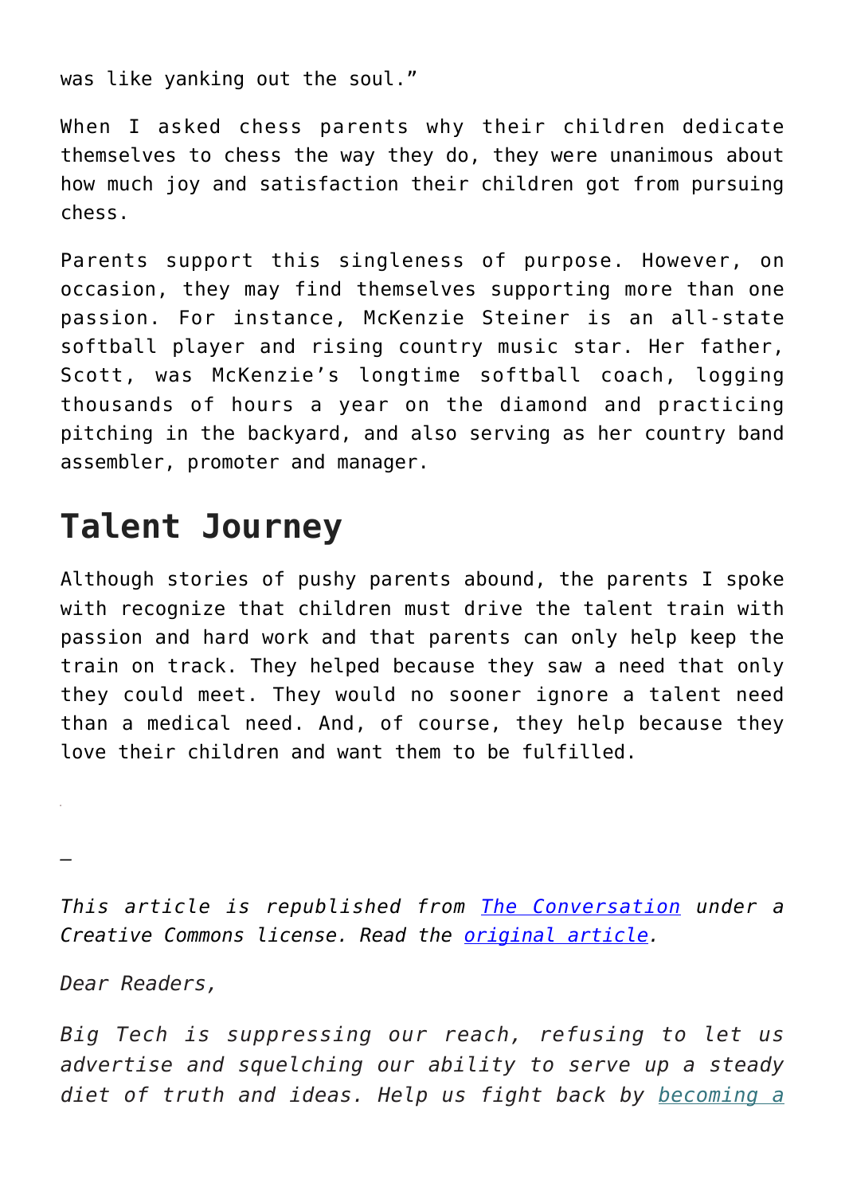was like yanking out the soul."

When I asked chess parents why their children dedicate themselves to chess the way they do, they were unanimous about how much joy and satisfaction their children got from pursuing chess.

Parents support this singleness of purpose. However, on occasion, they may find themselves supporting more than one passion. For instance, McKenzie Steiner is an all-state softball player and rising country music star. Her father, Scott, was McKenzie's longtime softball coach, logging thousands of hours a year on the diamond and practicing pitching in the backyard, and also serving as her country band assembler, promoter and manager.

## Talent Journey

Although stories of pushy parents abound, the parents I spoke with recognize that children must drive the talent train with passion and hard work and that parents can only help keep the train on track. They helped because they saw a need that only they could meet. They would no sooner ignore a talent need than a medical need. And, of course, they help because they love their children and want them to be fulfilled.

—

*This article is republished from [The Conversation] under a Creative Commons license. Read the [original article].*

*Dear Readers,*

*Big Tech is suppressing our reach, refusing to let us advertise and squelching our ability to serve up a steady diet of truth and ideas. Help us fight back by becoming a*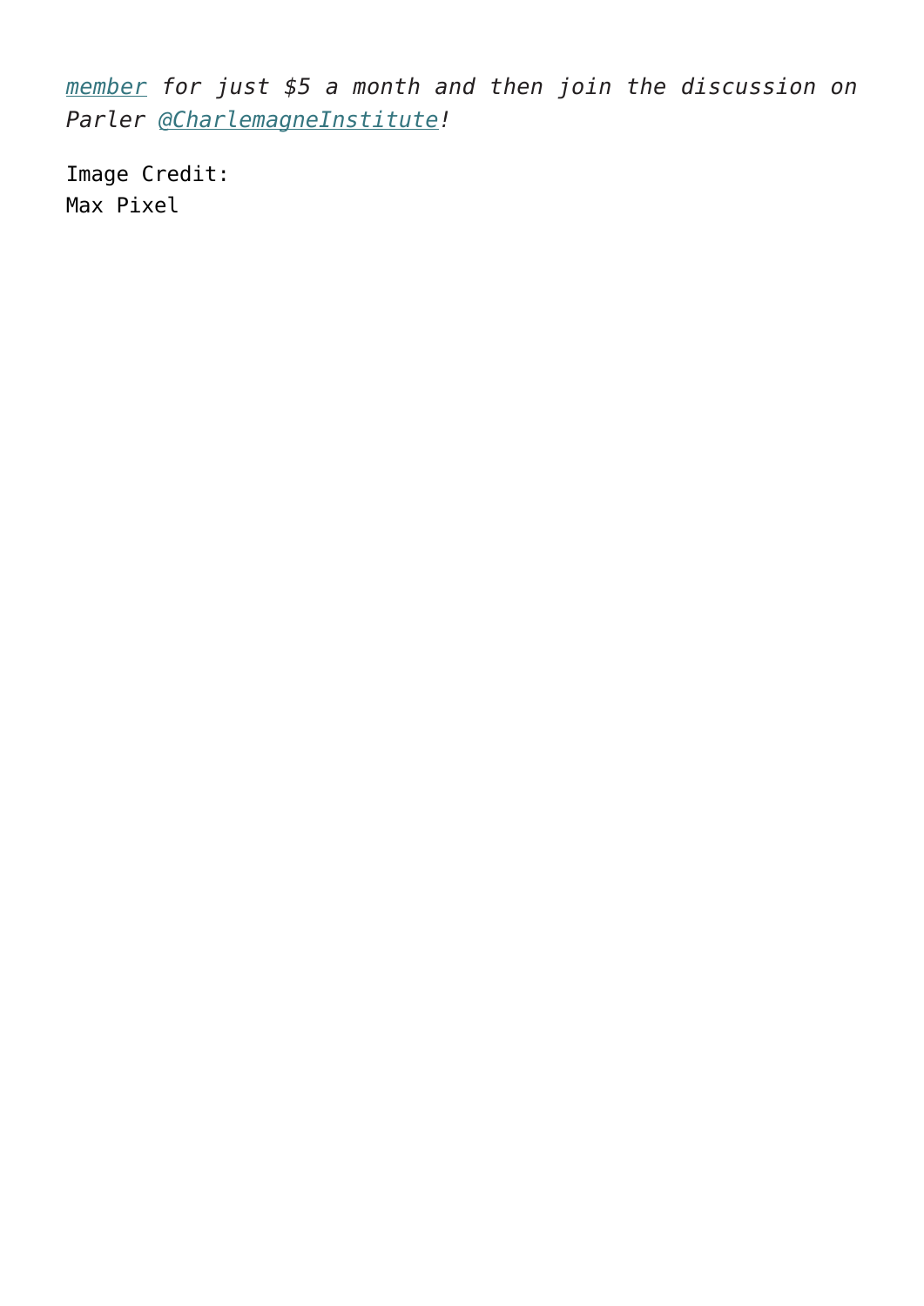*member for just $5 a month and then join the discussion on Parler @CharlemagneInstitute!*

Image Credit:
Max Pixel